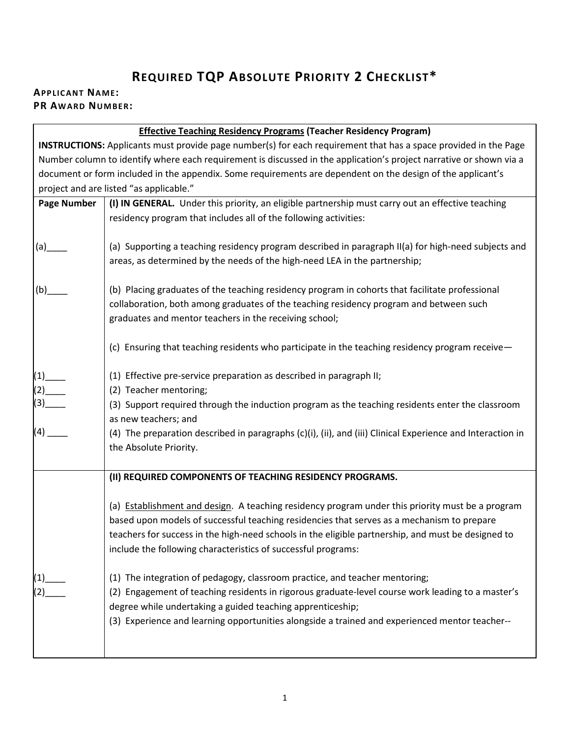# REQUIRED TQP ABSOLUTE PRIORITY 2 CHECKLIST*

**APPLICANT NAME:**
**PR AWARD NUMBER:**

| **Effective Teaching Residency Programs (Teacher Residency Program)** | |
|---|---|
| **INSTRUCTIONS:** Applicants must provide page number(s) for each requirement that has a space provided in the Page Number column to identify where each requirement is discussed in the application's project narrative or shown via a document or form included in the appendix. Some requirements are dependent on the design of the applicant's project and are listed "as applicable." | |
| **Page Number** | **(I) IN GENERAL.** Under this priority, an eligible partnership must carry out an effective teaching residency program that includes all of the following activities: |
| (a)____ | (a) Supporting a teaching residency program described in paragraph II(a) for high-need subjects and areas, as determined by the needs of the high-need LEA in the partnership; |
| (b)____ | (b) Placing graduates of the teaching residency program in cohorts that facilitate professional collaboration, both among graduates of the teaching residency program and between such graduates and mentor teachers in the receiving school; |
| | (c) Ensuring that teaching residents who participate in the teaching residency program receive— |
| (1)____ | (1) Effective pre-service preparation as described in paragraph II; |
| (2)____ | (2) Teacher mentoring; |
| (3)____ | (3) Support required through the induction program as the teaching residents enter the classroom as new teachers; and |
| (4) ____ | (4) The preparation described in paragraphs (c)(i), (ii), and (iii) Clinical Experience and Interaction in the Absolute Priority. |
| | **(II) REQUIRED COMPONENTS OF TEACHING RESIDENCY PROGRAMS.** |
| | (a) Establishment and design. A teaching residency program under this priority must be a program based upon models of successful teaching residencies that serves as a mechanism to prepare teachers for success in the high-need schools in the eligible partnership, and must be designed to include the following characteristics of successful programs: |
| (1)____ | (1) The integration of pedagogy, classroom practice, and teacher mentoring; |
| (2)____ | (2) Engagement of teaching residents in rigorous graduate-level course work leading to a master's degree while undertaking a guided teaching apprenticeship; |
| | (3) Experience and learning opportunities alongside a trained and experienced mentor teacher-- |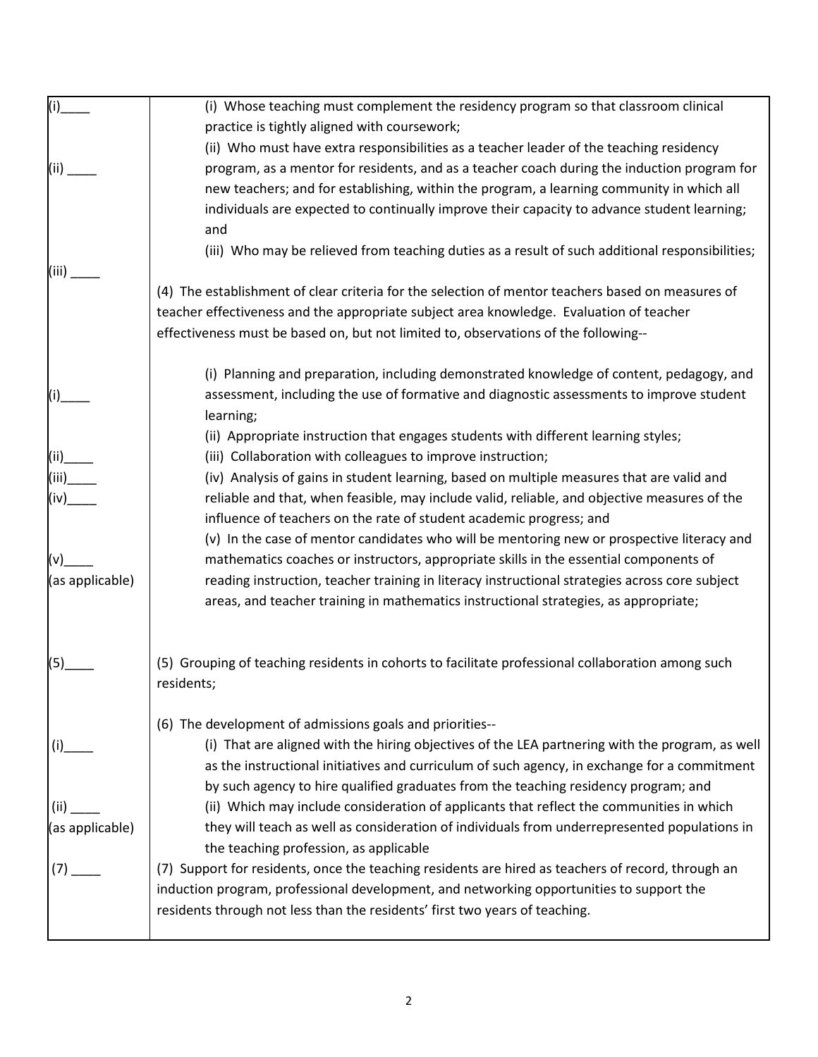| | |
|---|---|
| (i)\_\_\_\_<br><br>(ii) \_\_\_\_<br><br>(iii) \_\_\_\_ | (i) Whose teaching must complement the residency program so that classroom clinical practice is tightly aligned with coursework;<br>(ii) Who must have extra responsibilities as a teacher leader of the teaching residency program, as a mentor for residents, and as a teacher coach during the induction program for new teachers; and for establishing, within the program, a learning community in which all individuals are expected to continually improve their capacity to advance student learning; and<br>(iii) Who may be relieved from teaching duties as a result of such additional responsibilities; |
| | (4) The establishment of clear criteria for the selection of mentor teachers based on measures of teacher effectiveness and the appropriate subject area knowledge. Evaluation of teacher effectiveness must be based on, but not limited to, observations of the following-- |
| (i)\_\_\_\_<br><br>(ii)\_\_\_\_<br>(iii)\_\_\_\_<br>(iv)\_\_\_\_<br><br>(v)\_\_\_\_<br>(as applicable) | (i) Planning and preparation, including demonstrated knowledge of content, pedagogy, and assessment, including the use of formative and diagnostic assessments to improve student learning;<br>(ii) Appropriate instruction that engages students with different learning styles;<br>(iii) Collaboration with colleagues to improve instruction;<br>(iv) Analysis of gains in student learning, based on multiple measures that are valid and reliable and that, when feasible, may include valid, reliable, and objective measures of the influence of teachers on the rate of student academic progress; and<br>(v) In the case of mentor candidates who will be mentoring new or prospective literacy and mathematics coaches or instructors, appropriate skills in the essential components of reading instruction, teacher training in literacy instructional strategies across core subject areas, and teacher training in mathematics instructional strategies, as appropriate; |
| (5)\_\_\_\_ | (5) Grouping of teaching residents in cohorts to facilitate professional collaboration among such residents; |
| <br>(i)\_\_\_\_<br><br>(ii) \_\_\_\_<br>(as applicable) | (6) The development of admissions goals and priorities--<br>(i) That are aligned with the hiring objectives of the LEA partnering with the program, as well as the instructional initiatives and curriculum of such agency, in exchange for a commitment by such agency to hire qualified graduates from the teaching residency program; and<br>(ii) Which may include consideration of applicants that reflect the communities in which they will teach as well as consideration of individuals from underrepresented populations in the teaching profession, as applicable |
| (7) \_\_\_\_ | (7) Support for residents, once the teaching residents are hired as teachers of record, through an induction program, professional development, and networking opportunities to support the residents through not less than the residents' first two years of teaching. |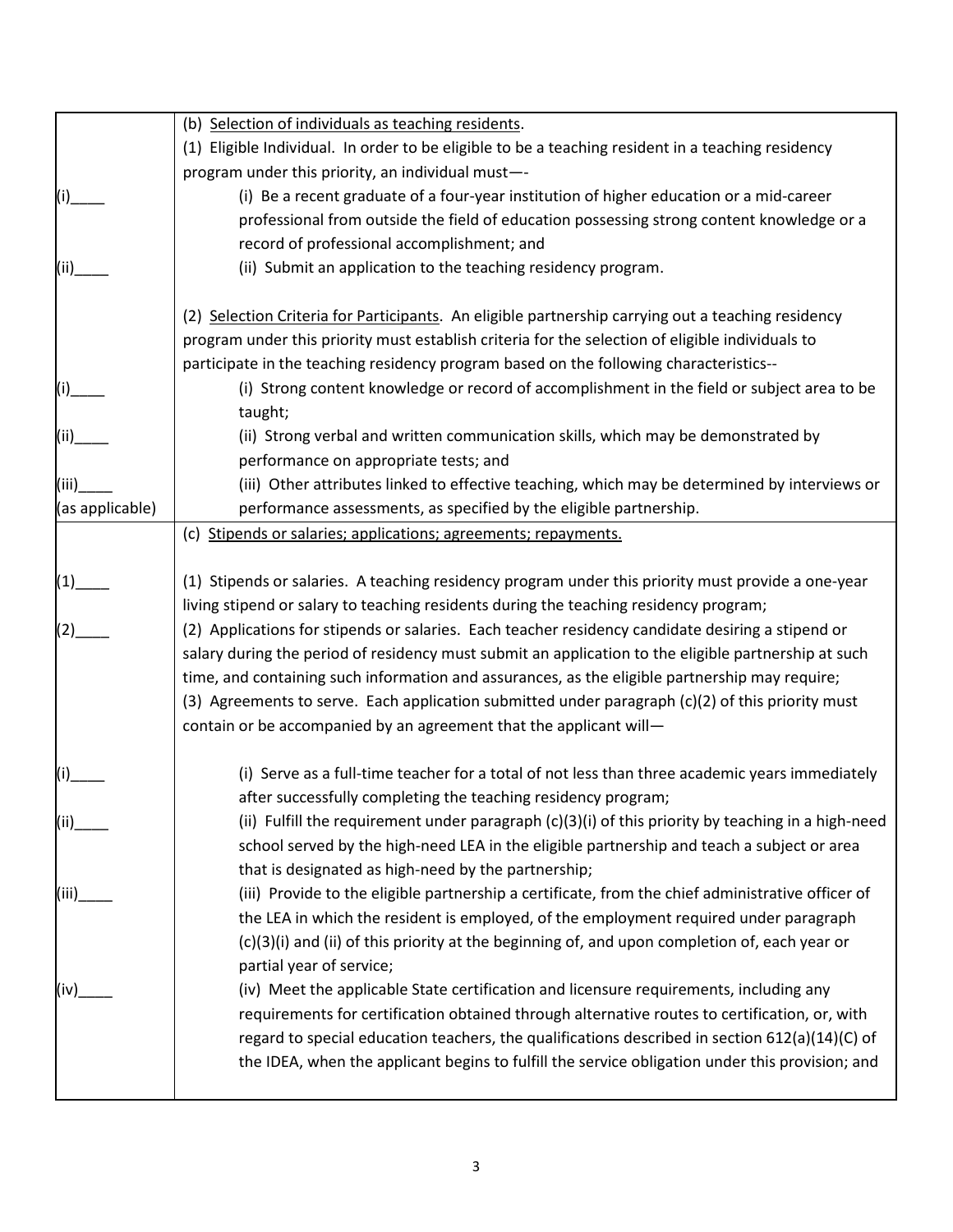| | |
|---|---|
| | (b) Selection of individuals as teaching residents. |
| | (1) Eligible Individual. In order to be eligible to be a teaching resident in a teaching residency program under this priority, an individual must—- |
| (i)____ | (i) Be a recent graduate of a four-year institution of higher education or a mid-career professional from outside the field of education possessing strong content knowledge or a record of professional accomplishment; and |
| (ii)____ | (ii) Submit an application to the teaching residency program. |
| | (2) Selection Criteria for Participants. An eligible partnership carrying out a teaching residency program under this priority must establish criteria for the selection of eligible individuals to participate in the teaching residency program based on the following characteristics-- |
| (i)____ | (i) Strong content knowledge or record of accomplishment in the field or subject area to be taught; |
| (ii)____ | (ii) Strong verbal and written communication skills, which may be demonstrated by performance on appropriate tests; and |
| (iii)____ (as applicable) | (iii) Other attributes linked to effective teaching, which may be determined by interviews or performance assessments, as specified by the eligible partnership. |
| | (c) Stipends or salaries; applications; agreements; repayments. |
| (1)____ | (1) Stipends or salaries. A teaching residency program under this priority must provide a one-year living stipend or salary to teaching residents during the teaching residency program; |
| (2)____ | (2) Applications for stipends or salaries. Each teacher residency candidate desiring a stipend or salary during the period of residency must submit an application to the eligible partnership at such time, and containing such information and assurances, as the eligible partnership may require; |
| | (3) Agreements to serve. Each application submitted under paragraph (c)(2) of this priority must contain or be accompanied by an agreement that the applicant will— |
| (i)____ | (i) Serve as a full-time teacher for a total of not less than three academic years immediately after successfully completing the teaching residency program; |
| (ii)____ | (ii) Fulfill the requirement under paragraph (c)(3)(i) of this priority by teaching in a high-need school served by the high-need LEA in the eligible partnership and teach a subject or area that is designated as high-need by the partnership; |
| (iii)____ | (iii) Provide to the eligible partnership a certificate, from the chief administrative officer of the LEA in which the resident is employed, of the employment required under paragraph (c)(3)(i) and (ii) of this priority at the beginning of, and upon completion of, each year or partial year of service; |
| (iv)____ | (iv) Meet the applicable State certification and licensure requirements, including any requirements for certification obtained through alternative routes to certification, or, with regard to special education teachers, the qualifications described in section 612(a)(14)(C) of the IDEA, when the applicant begins to fulfill the service obligation under this provision; and |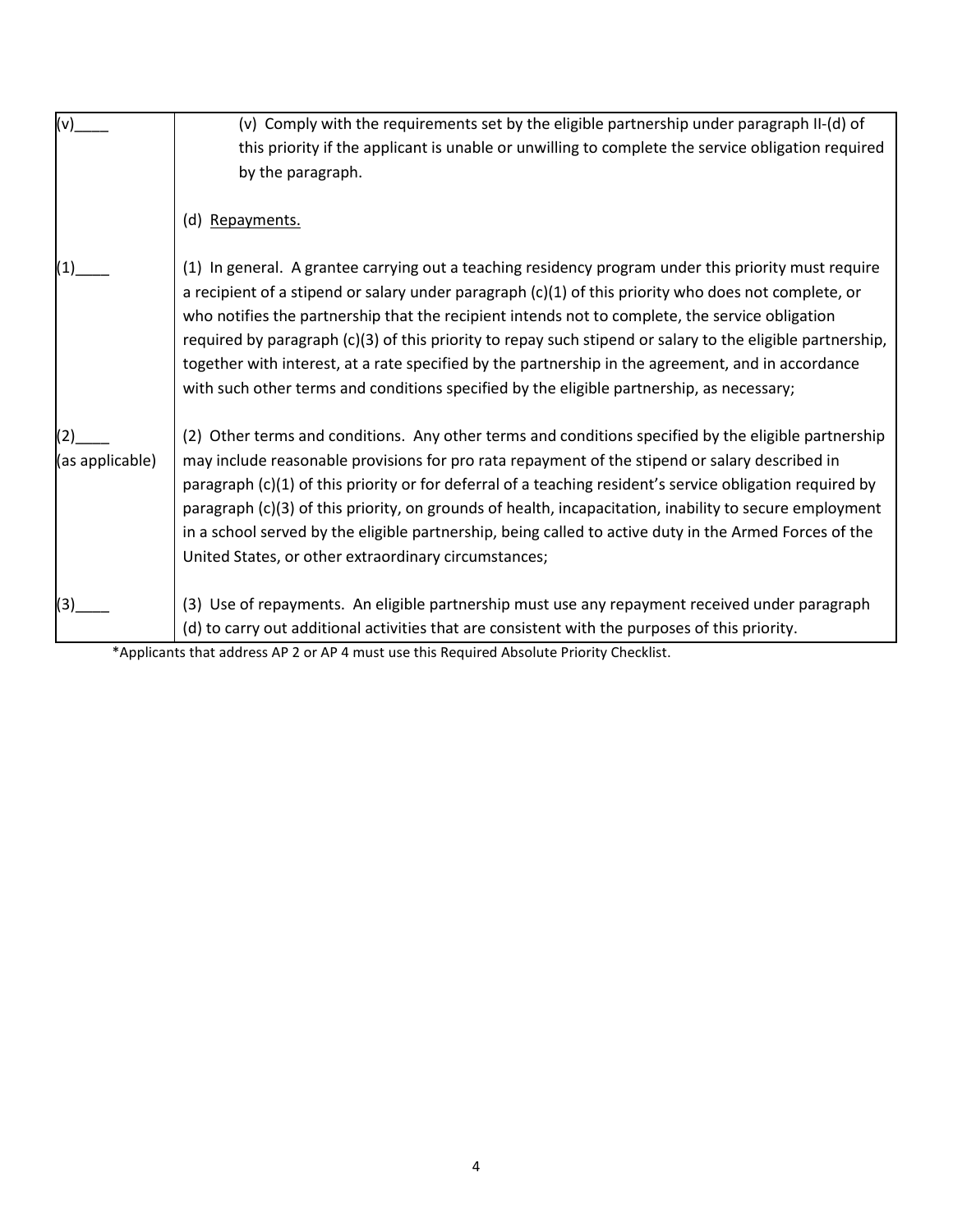| | |
|---|---|
| (v)____ | (v) Comply with the requirements set by the eligible partnership under paragraph II-(d) of this priority if the applicant is unable or unwilling to complete the service obligation required by the paragraph.<br><br>(d) Repayments. |
| (1)____ | (1) In general. A grantee carrying out a teaching residency program under this priority must require a recipient of a stipend or salary under paragraph (c)(1) of this priority who does not complete, or who notifies the partnership that the recipient intends not to complete, the service obligation required by paragraph (c)(3) of this priority to repay such stipend or salary to the eligible partnership, together with interest, at a rate specified by the partnership in the agreement, and in accordance with such other terms and conditions specified by the eligible partnership, as necessary; |
| (2)____ (as applicable) | (2) Other terms and conditions. Any other terms and conditions specified by the eligible partnership may include reasonable provisions for pro rata repayment of the stipend or salary described in paragraph (c)(1) of this priority or for deferral of a teaching resident's service obligation required by paragraph (c)(3) of this priority, on grounds of health, incapacitation, inability to secure employment in a school served by the eligible partnership, being called to active duty in the Armed Forces of the United States, or other extraordinary circumstances; |
| (3)____ | (3) Use of repayments. An eligible partnership must use any repayment received under paragraph (d) to carry out additional activities that are consistent with the purposes of this priority. |

*Applicants that address AP 2 or AP 4 must use this Required Absolute Priority Checklist.